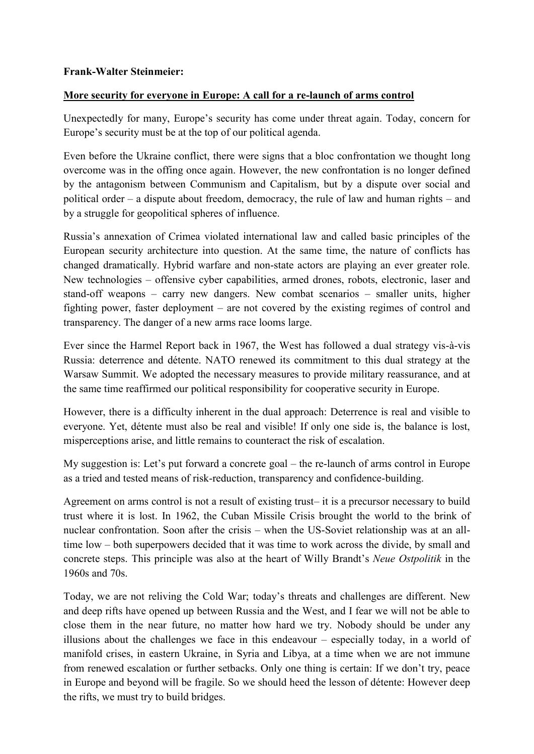**Frank-Walter Steinmeier:**

**More security for everyone in Europe: A call for a re-launch of arms control**

Unexpectedly for many, Europe's security has come under threat again. Today, concern for Europe's security must be at the top of our political agenda.

Even before the Ukraine conflict, there were signs that a bloc confrontation we thought long overcome was in the offing once again. However, the new confrontation is no longer defined by the antagonism between Communism and Capitalism, but by a dispute over social and political order – a dispute about freedom, democracy, the rule of law and human rights – and by a struggle for geopolitical spheres of influence.

Russia's annexation of Crimea violated international law and called basic principles of the European security architecture into question. At the same time, the nature of conflicts has changed dramatically. Hybrid warfare and non-state actors are playing an ever greater role. New technologies – offensive cyber capabilities, armed drones, robots, electronic, laser and stand-off weapons – carry new dangers. New combat scenarios – smaller units, higher fighting power, faster deployment – are not covered by the existing regimes of control and transparency. The danger of a new arms race looms large.

Ever since the Harmel Report back in 1967, the West has followed a dual strategy vis-à-vis Russia: deterrence and détente. NATO renewed its commitment to this dual strategy at the Warsaw Summit. We adopted the necessary measures to provide military reassurance, and at the same time reaffirmed our political responsibility for cooperative security in Europe.

However, there is a difficulty inherent in the dual approach: Deterrence is real and visible to everyone. Yet, détente must also be real and visible! If only one side is, the balance is lost, misperceptions arise, and little remains to counteract the risk of escalation.

My suggestion is: Let's put forward a concrete goal – the re-launch of arms control in Europe as a tried and tested means of risk-reduction, transparency and confidence-building.

Agreement on arms control is not a result of existing trust– it is a precursor necessary to build trust where it is lost. In 1962, the Cuban Missile Crisis brought the world to the brink of nuclear confrontation. Soon after the crisis – when the US-Soviet relationship was at an all-time low – both superpowers decided that it was time to work across the divide, by small and concrete steps. This principle was also at the heart of Willy Brandt's *Neue Ostpolitik* in the 1960s and 70s.

Today, we are not reliving the Cold War; today's threats and challenges are different. New and deep rifts have opened up between Russia and the West, and I fear we will not be able to close them in the near future, no matter how hard we try. Nobody should be under any illusions about the challenges we face in this endeavour – especially today, in a world of manifold crises, in eastern Ukraine, in Syria and Libya, at a time when we are not immune from renewed escalation or further setbacks. Only one thing is certain: If we don't try, peace in Europe and beyond will be fragile. So we should heed the lesson of détente: However deep the rifts, we must try to build bridges.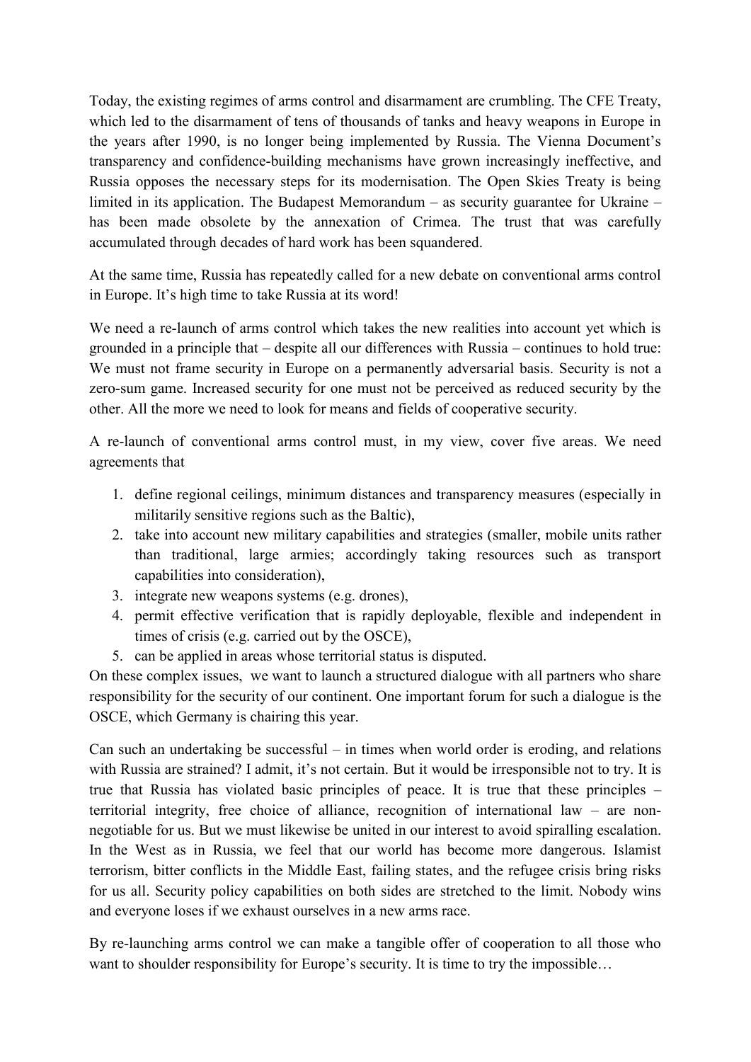Today, the existing regimes of arms control and disarmament are crumbling. The CFE Treaty, which led to the disarmament of tens of thousands of tanks and heavy weapons in Europe in the years after 1990, is no longer being implemented by Russia. The Vienna Document's transparency and confidence-building mechanisms have grown increasingly ineffective, and Russia opposes the necessary steps for its modernisation. The Open Skies Treaty is being limited in its application. The Budapest Memorandum – as security guarantee for Ukraine – has been made obsolete by the annexation of Crimea. The trust that was carefully accumulated through decades of hard work has been squandered.

At the same time, Russia has repeatedly called for a new debate on conventional arms control in Europe. It's high time to take Russia at its word!

We need a re-launch of arms control which takes the new realities into account yet which is grounded in a principle that – despite all our differences with Russia – continues to hold true: We must not frame security in Europe on a permanently adversarial basis. Security is not a zero-sum game. Increased security for one must not be perceived as reduced security by the other. All the more we need to look for means and fields of cooperative security.

A re-launch of conventional arms control must, in my view, cover five areas. We need agreements that

1. define regional ceilings, minimum distances and transparency measures (especially in militarily sensitive regions such as the Baltic),
2. take into account new military capabilities and strategies (smaller, mobile units rather than traditional, large armies; accordingly taking resources such as transport capabilities into consideration),
3. integrate new weapons systems (e.g. drones),
4. permit effective verification that is rapidly deployable, flexible and independent in times of crisis (e.g. carried out by the OSCE),
5. can be applied in areas whose territorial status is disputed.

On these complex issues, we want to launch a structured dialogue with all partners who share responsibility for the security of our continent. One important forum for such a dialogue is the OSCE, which Germany is chairing this year.

Can such an undertaking be successful – in times when world order is eroding, and relations with Russia are strained? I admit, it's not certain. But it would be irresponsible not to try. It is true that Russia has violated basic principles of peace. It is true that these principles – territorial integrity, free choice of alliance, recognition of international law – are non-negotiable for us. But we must likewise be united in our interest to avoid spiralling escalation. In the West as in Russia, we feel that our world has become more dangerous. Islamist terrorism, bitter conflicts in the Middle East, failing states, and the refugee crisis bring risks for us all. Security policy capabilities on both sides are stretched to the limit. Nobody wins and everyone loses if we exhaust ourselves in a new arms race.

By re-launching arms control we can make a tangible offer of cooperation to all those who want to shoulder responsibility for Europe's security. It is time to try the impossible…